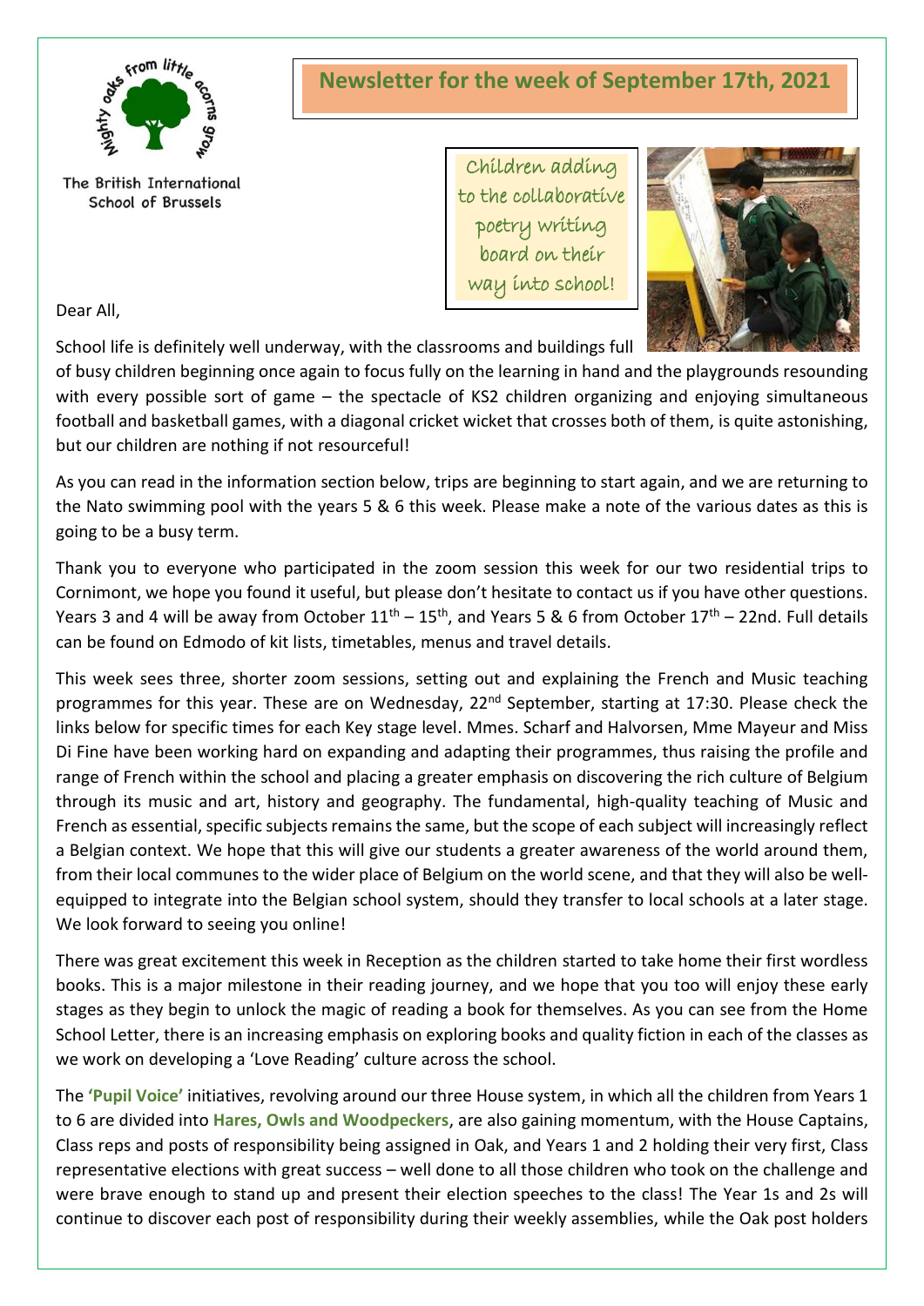The British International School of Brussels

# Newsletter for the week of September 17th, 2021

Children adding to the collaborative poetry writing board on their way into school!

Dear All,

School life is definitely well underway, with the classrooms and buildings full of busy children beginning once again to focus fully on the learning in hand and the playgrounds resounding with every possible sort of game – the spectacle of KS2 children organizing and enjoying simultaneous football and basketball games, with a diagonal cricket wicket that crosses both of them, is quite astonishing, but our children are nothing if not resourceful!

As you can read in the information section below, trips are beginning to start again, and we are returning to the Nato swimming pool with the years 5 & 6 this week. Please make a note of the various dates as this is going to be a busy term.

Thank you to everyone who participated in the zoom session this week for our two residential trips to Cornimont, we hope you found it useful, but please don't hesitate to contact us if you have other questions. Years 3 and 4 will be away from October 11th – 15th, and Years 5 & 6 from October 17th – 22nd. Full details can be found on Edmodo of kit lists, timetables, menus and travel details.

This week sees three, shorter zoom sessions, setting out and explaining the French and Music teaching programmes for this year. These are on Wednesday, 22nd September, starting at 17:30. Please check the links below for specific times for each Key stage level. Mmes. Scharf and Halvorsen, Mme Mayeur and Miss Di Fine have been working hard on expanding and adapting their programmes, thus raising the profile and range of French within the school and placing a greater emphasis on discovering the rich culture of Belgium through its music and art, history and geography. The fundamental, high-quality teaching of Music and French as essential, specific subjects remains the same, but the scope of each subject will increasingly reflect a Belgian context. We hope that this will give our students a greater awareness of the world around them, from their local communes to the wider place of Belgium on the world scene, and that they will also be well-equipped to integrate into the Belgian school system, should they transfer to local schools at a later stage. We look forward to seeing you online!

There was great excitement this week in Reception as the children started to take home their first wordless books. This is a major milestone in their reading journey, and we hope that you too will enjoy these early stages as they begin to unlock the magic of reading a book for themselves. As you can see from the Home School Letter, there is an increasing emphasis on exploring books and quality fiction in each of the classes as we work on developing a 'Love Reading' culture across the school.

The **'Pupil Voice'** initiatives, revolving around our three House system, in which all the children from Years 1 to 6 are divided into **Hares, Owls and Woodpeckers**, are also gaining momentum, with the House Captains, Class reps and posts of responsibility being assigned in Oak, and Years 1 and 2 holding their very first, Class representative elections with great success – well done to all those children who took on the challenge and were brave enough to stand up and present their election speeches to the class! The Year 1s and 2s will continue to discover each post of responsibility during their weekly assemblies, while the Oak post holders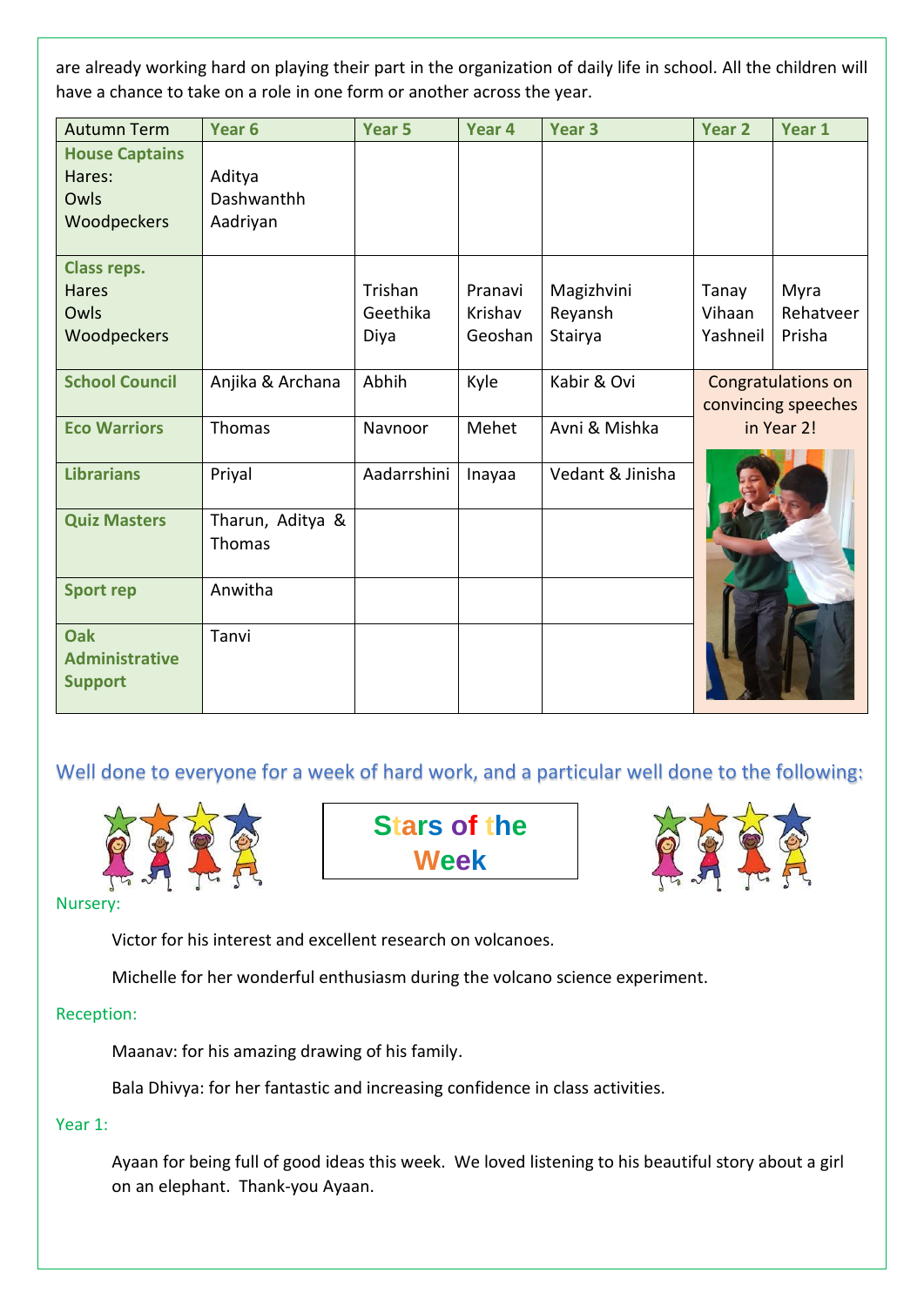are already working hard on playing their part in the organization of daily life in school. All the children will have a chance to take on a role in one form or another across the year.

| Autumn Term | Year 6 | Year 5 | Year 4 | Year 3 | Year 2 | Year 1 |
|---|---|---|---|---|---|---|
| **House Captains** Hares: Owls Woodpeckers | Aditya Dashwanthh Aadriyan | | | | | |
| **Class reps.** Hares Owls Woodpeckers | | Trishan Geethika Diya | Pranavi Krishav Geoshan | Magizhvini Reyansh Stairya | Tanay Vihaan Yashneil | Myra Rehatveer Prisha |
| **School Council** | Anjika & Archana | Abhih | Kyle | Kabir & Ovi | Congratulations on convincing speeches in Year 2! | |
| **Eco Warriors** | Thomas | Navnoor | Mehet | Avni & Mishka | | |
| **Librarians** | Priyal | Aadarrshini | Inayaa | Vedant & Jinisha | | |
| **Quiz Masters** | Tharun, Aditya & Thomas | | | | | |
| **Sport rep** | Anwitha | | | | | |
| **Oak Administrative Support** | Tanvi | | | | | |

Well done to everyone for a week of hard work, and a particular well done to the following:

## Stars of the Week

Nursery:

Victor for his interest and excellent research on volcanoes.

Michelle for her wonderful enthusiasm during the volcano science experiment.

Reception:

Maanav: for his amazing drawing of his family.

Bala Dhivya: for her fantastic and increasing confidence in class activities.

Year 1:

Ayaan for being full of good ideas this week. We loved listening to his beautiful story about a girl on an elephant. Thank-you Ayaan.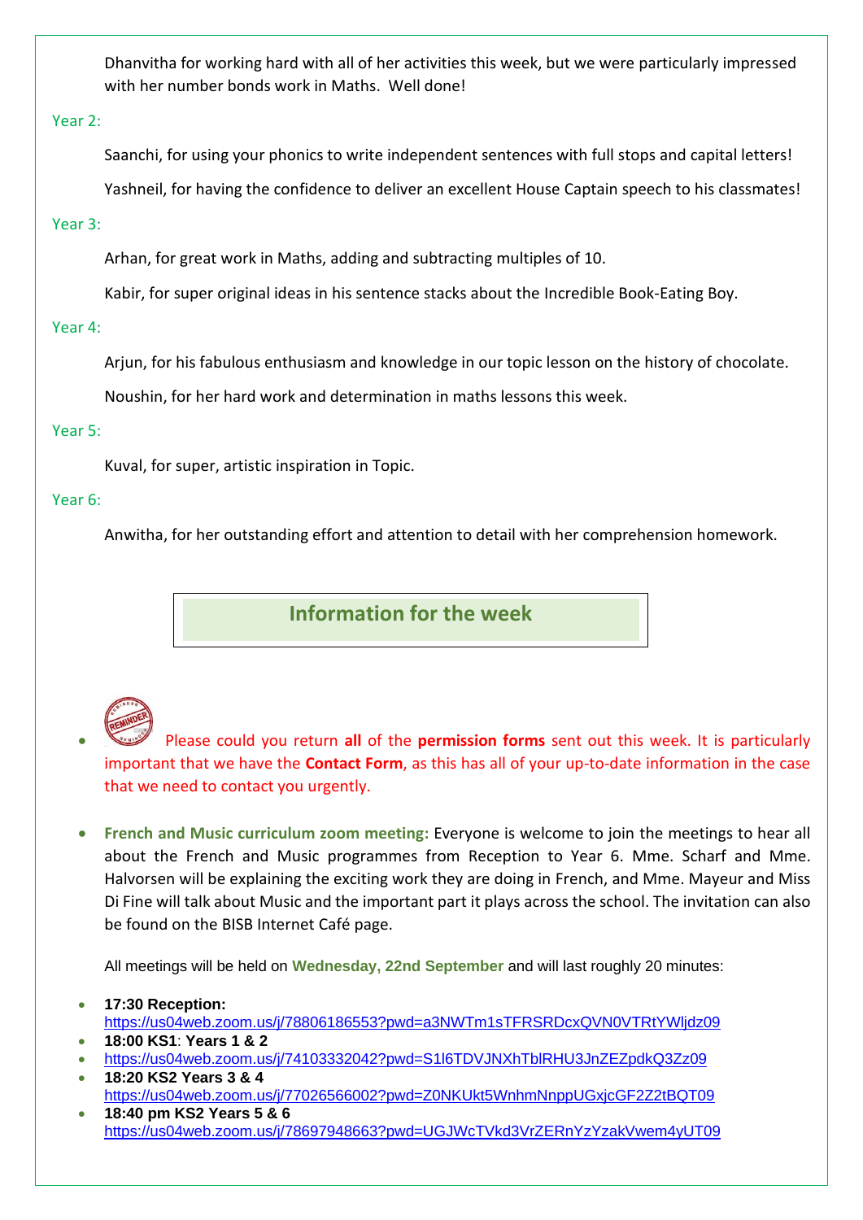Dhanvitha for working hard with all of her activities this week, but we were particularly impressed with her number bonds work in Maths. Well done!

Year 2:

Saanchi, for using your phonics to write independent sentences with full stops and capital letters!

Yashneil, for having the confidence to deliver an excellent House Captain speech to his classmates!

Year 3:

Arhan, for great work in Maths, adding and subtracting multiples of 10.

Kabir, for super original ideas in his sentence stacks about the Incredible Book-Eating Boy.

Year 4:

Arjun, for his fabulous enthusiasm and knowledge in our topic lesson on the history of chocolate.

Noushin, for her hard work and determination in maths lessons this week.

Year 5:

Kuval, for super, artistic inspiration in Topic.

Year 6:

Anwitha, for her outstanding effort and attention to detail with her comprehension homework.

## Information for the week

- Please could you return **all** of the **permission forms** sent out this week. It is particularly important that we have the **Contact Form**, as this has all of your up-to-date information in the case that we need to contact you urgently.

- **French and Music curriculum zoom meeting:** Everyone is welcome to join the meetings to hear all about the French and Music programmes from Reception to Year 6. Mme. Scharf and Mme. Halvorsen will be explaining the exciting work they are doing in French, and Mme. Mayeur and Miss Di Fine will talk about Music and the important part it plays across the school. The invitation can also be found on the BISB Internet Café page.

All meetings will be held on **Wednesday, 22nd September** and will last roughly 20 minutes:

- **17:30 Reception:** https://us04web.zoom.us/j/78806186553?pwd=a3NWTm1sTFRSRDcxQVN0VTRtYWljdz09
- **18:00 KS1**: **Years 1 & 2**
- https://us04web.zoom.us/j/74103332042?pwd=S1l6TDVJNXhTblRHU3JnZEZpdkQ3Zz09
- **18:20 KS2 Years 3 & 4** https://us04web.zoom.us/j/77026566002?pwd=Z0NKUkt5WnhmNnppUGxjcGF2Z2tBQT09
- **18:40 pm KS2 Years 5 & 6** https://us04web.zoom.us/j/78697948663?pwd=UGJWcTVkd3VrZERnYzYzakVwem4yUT09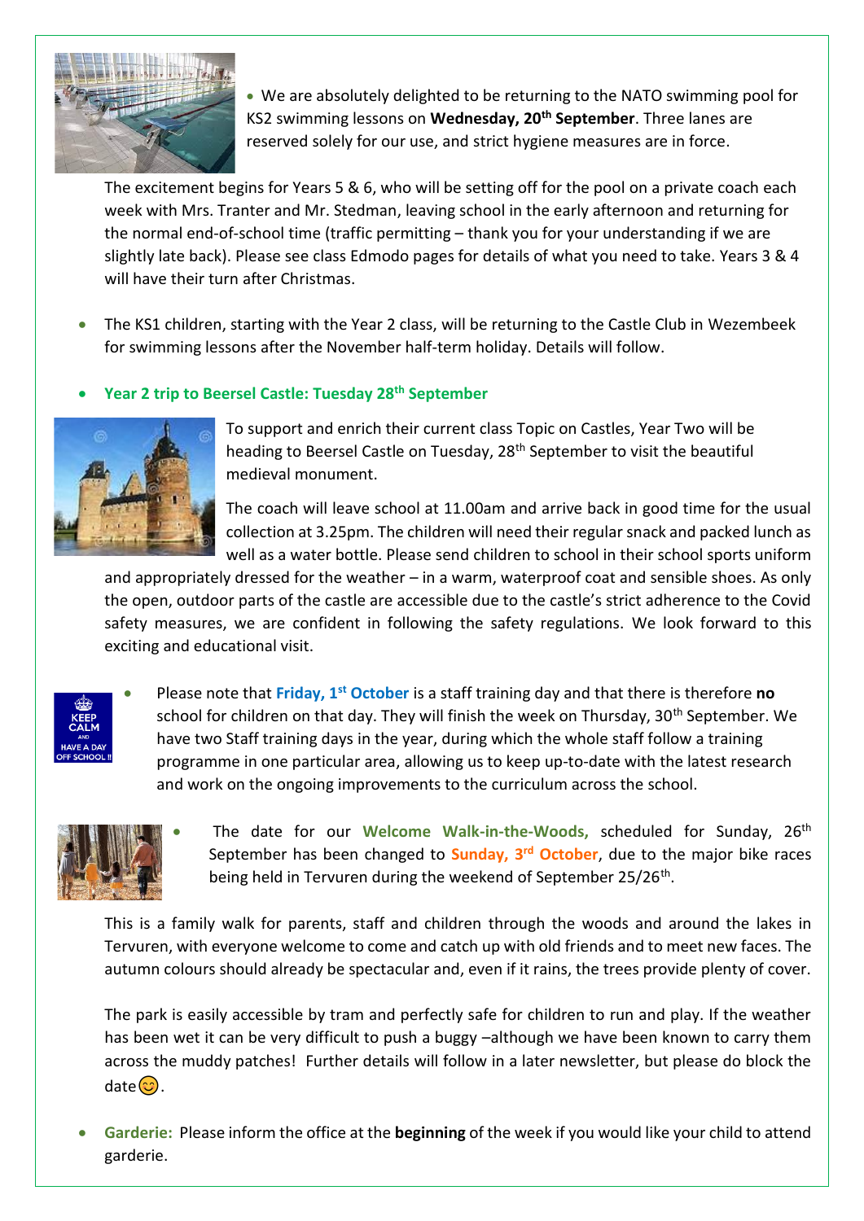- We are absolutely delighted to be returning to the NATO swimming pool for KS2 swimming lessons on **Wednesday, 20th September**. Three lanes are reserved solely for our use, and strict hygiene measures are in force.

  The excitement begins for Years 5 & 6, who will be setting off for the pool on a private coach each week with Mrs. Tranter and Mr. Stedman, leaving school in the early afternoon and returning for the normal end-of-school time (traffic permitting – thank you for your understanding if we are slightly late back). Please see class Edmodo pages for details of what you need to take. Years 3 & 4 will have their turn after Christmas.

- The KS1 children, starting with the Year 2 class, will be returning to the Castle Club in Wezembeek for swimming lessons after the November half-term holiday. Details will follow.

- **Year 2 trip to Beersel Castle: Tuesday 28th September**

  To support and enrich their current class Topic on Castles, Year Two will be heading to Beersel Castle on Tuesday, 28th September to visit the beautiful medieval monument.

  The coach will leave school at 11.00am and arrive back in good time for the usual collection at 3.25pm. The children will need their regular snack and packed lunch as well as a water bottle. Please send children to school in their school sports uniform and appropriately dressed for the weather – in a warm, waterproof coat and sensible shoes. As only the open, outdoor parts of the castle are accessible due to the castle's strict adherence to the Covid safety measures, we are confident in following the safety regulations. We look forward to this exciting and educational visit.

- Please note that **Friday, 1st October** is a staff training day and that there is therefore **no** school for children on that day. They will finish the week on Thursday, 30th September. We have two Staff training days in the year, during which the whole staff follow a training programme in one particular area, allowing us to keep up-to-date with the latest research and work on the ongoing improvements to the curriculum across the school.

- The date for our **Welcome Walk-in-the-Woods,** scheduled for Sunday, 26th September has been changed to **Sunday, 3rd October**, due to the major bike races being held in Tervuren during the weekend of September 25/26th.

  This is a family walk for parents, staff and children through the woods and around the lakes in Tervuren, with everyone welcome to come and catch up with old friends and to meet new faces. The autumn colours should already be spectacular and, even if it rains, the trees provide plenty of cover.

  The park is easily accessible by tram and perfectly safe for children to run and play. If the weather has been wet it can be very difficult to push a buggy –although we have been known to carry them across the muddy patches! Further details will follow in a later newsletter, but please do block the date😊.

- **Garderie:** Please inform the office at the **beginning** of the week if you would like your child to attend garderie.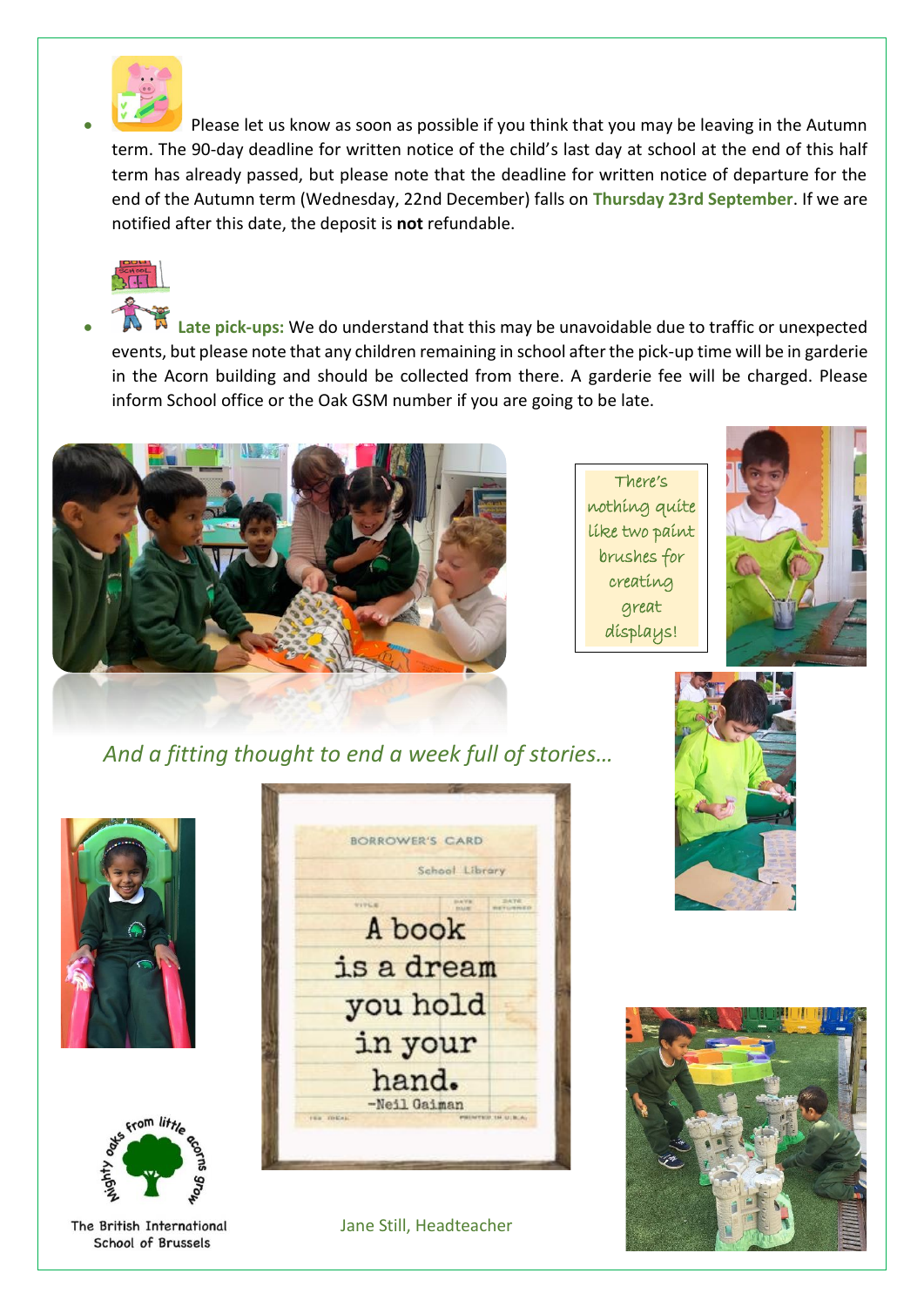- Please let us know as soon as possible if you think that you may be leaving in the Autumn term. The 90-day deadline for written notice of the child's last day at school at the end of this half term has already passed, but please note that the deadline for written notice of departure for the end of the Autumn term (Wednesday, 22nd December) falls on **Thursday 23rd September**. If we are notified after this date, the deposit is **not** refundable.

- **Late pick-ups:** We do understand that this may be unavoidable due to traffic or unexpected events, but please note that any children remaining in school after the pick-up time will be in garderie in the Acorn building and should be collected from there. A garderie fee will be charged. Please inform School office or the Oak GSM number if you are going to be late.

There's nothing quite like two paint brushes for creating great displays!

*And a fitting thought to end a week full of stories…*

Jane Still, Headteacher

Mighty oaks from little acorns grow

The British International School of Brussels